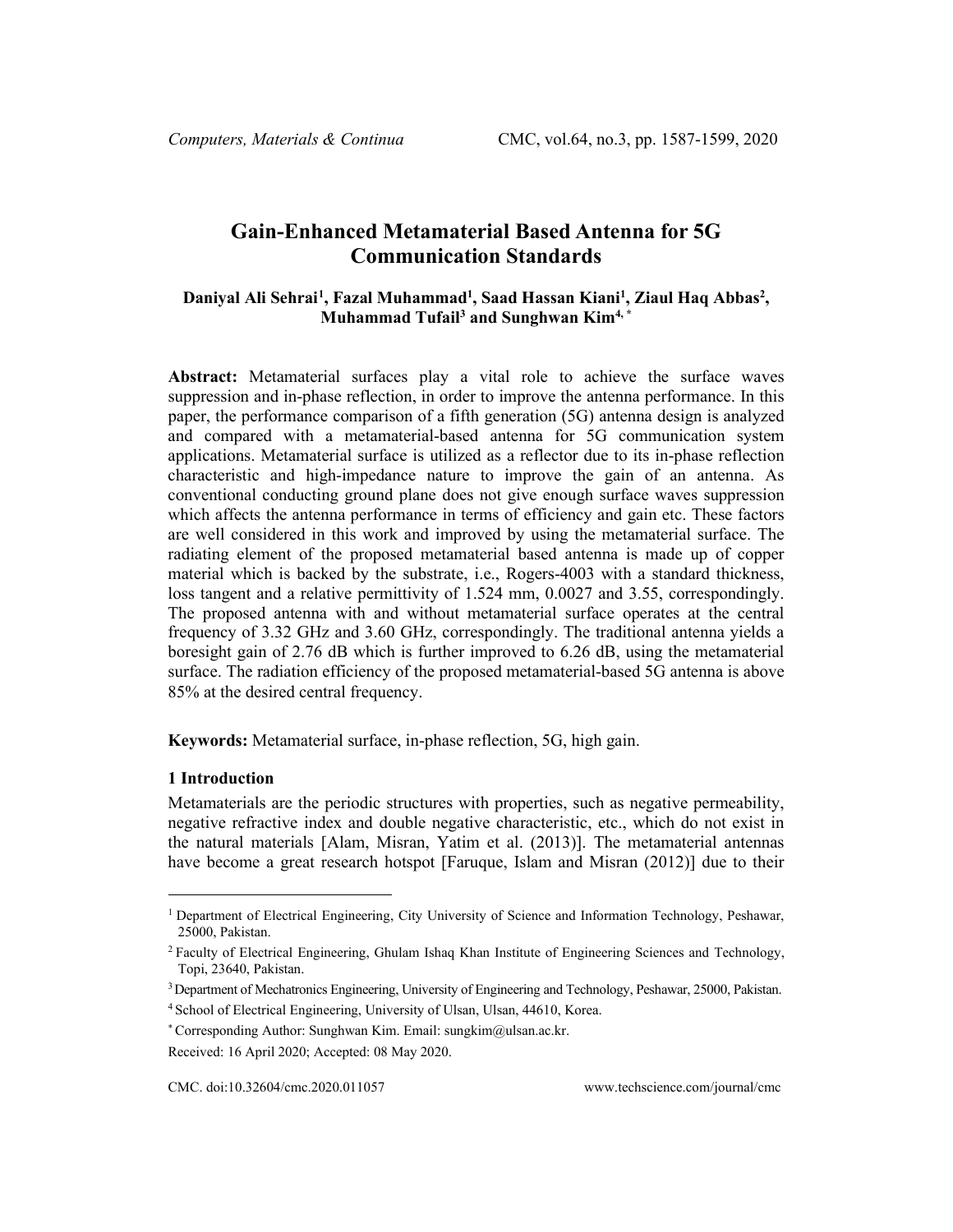# Gain-Enhanced Metamaterial Based Antenna for 5G Communication Standards

**Daniyal Ali Sehrai[1], Fazal Muhammad[1], Saad Hassan Kiani[1], Ziaul Haq Abbas[2], Muhammad Tufail[3] and Sunghwan Kim[4,*]**

**Abstract:** Metamaterial surfaces play a vital role to achieve the surface waves suppression and in-phase reflection, in order to improve the antenna performance. In this paper, the performance comparison of a fifth generation (5G) antenna design is analyzed and compared with a metamaterial-based antenna for 5G communication system applications. Metamaterial surface is utilized as a reflector due to its in-phase reflection characteristic and high-impedance nature to improve the gain of an antenna. As conventional conducting ground plane does not give enough surface waves suppression which affects the antenna performance in terms of efficiency and gain etc. These factors are well considered in this work and improved by using the metamaterial surface. The radiating element of the proposed metamaterial based antenna is made up of copper material which is backed by the substrate, i.e., Rogers-4003 with a standard thickness, loss tangent and a relative permittivity of 1.524 mm, 0.0027 and 3.55, correspondingly. The proposed antenna with and without metamaterial surface operates at the central frequency of 3.32 GHz and 3.60 GHz, correspondingly. The traditional antenna yields a boresight gain of 2.76 dB which is further improved to 6.26 dB, using the metamaterial surface. The radiation efficiency of the proposed metamaterial-based 5G antenna is above 85% at the desired central frequency.

**Keywords:** Metamaterial surface, in-phase reflection, 5G, high gain.

## 1 Introduction

Metamaterials are the periodic structures with properties, such as negative permeability, negative refractive index and double negative characteristic, etc., which do not exist in the natural materials [Alam, Misran, Yatim et al. (2013)]. The metamaterial antennas have become a great research hotspot [Faruque, Islam and Misran (2012)] due to their

---

[1] Department of Electrical Engineering, City University of Science and Information Technology, Peshawar, 25000, Pakistan.

[2] Faculty of Electrical Engineering, Ghulam Ishaq Khan Institute of Engineering Sciences and Technology, Topi, 23640, Pakistan.

[3] Department of Mechatronics Engineering, University of Engineering and Technology, Peshawar, 25000, Pakistan.

[4] School of Electrical Engineering, University of Ulsan, Ulsan, 44610, Korea.

[*] Corresponding Author: Sunghwan Kim. Email: sungkim@ulsan.ac.kr.

Received: 16 April 2020; Accepted: 08 May 2020.

CMC. doi:10.32604/cmc.2020.011057 www.techscience.com/journal/cmc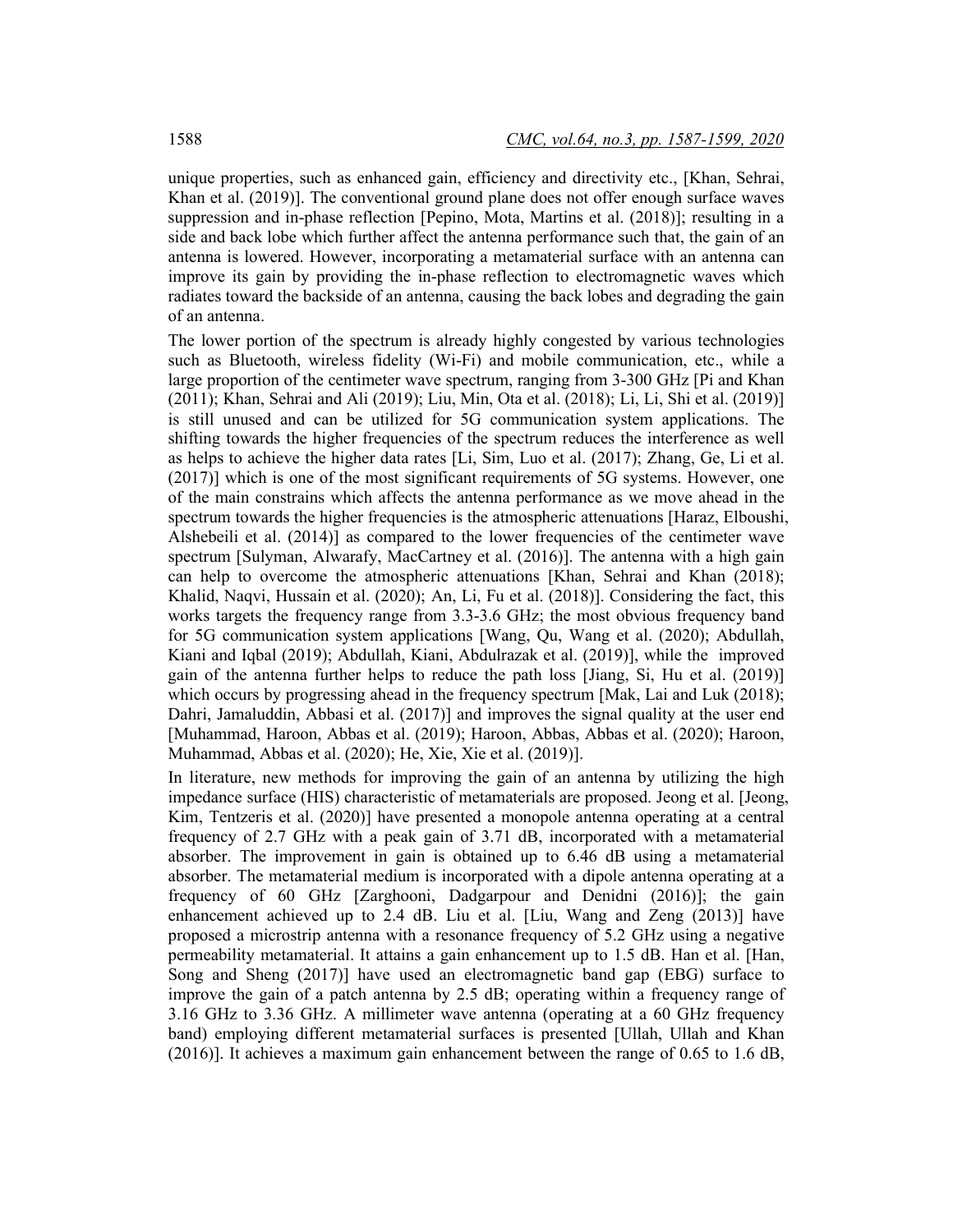unique properties, such as enhanced gain, efficiency and directivity etc., [Khan, Sehrai, Khan et al. (2019)]. The conventional ground plane does not offer enough surface waves suppression and in-phase reflection [Pepino, Mota, Martins et al. (2018)]; resulting in a side and back lobe which further affect the antenna performance such that, the gain of an antenna is lowered. However, incorporating a metamaterial surface with an antenna can improve its gain by providing the in-phase reflection to electromagnetic waves which radiates toward the backside of an antenna, causing the back lobes and degrading the gain of an antenna.

The lower portion of the spectrum is already highly congested by various technologies such as Bluetooth, wireless fidelity (Wi-Fi) and mobile communication, etc., while a large proportion of the centimeter wave spectrum, ranging from 3-300 GHz [Pi and Khan (2011); Khan, Sehrai and Ali (2019); Liu, Min, Ota et al. (2018); Li, Li, Shi et al. (2019)] is still unused and can be utilized for 5G communication system applications. The shifting towards the higher frequencies of the spectrum reduces the interference as well as helps to achieve the higher data rates [Li, Sim, Luo et al. (2017); Zhang, Ge, Li et al. (2017)] which is one of the most significant requirements of 5G systems. However, one of the main constrains which affects the antenna performance as we move ahead in the spectrum towards the higher frequencies is the atmospheric attenuations [Haraz, Elboushi, Alshebeili et al. (2014)] as compared to the lower frequencies of the centimeter wave spectrum [Sulyman, Alwarafy, MacCartney et al. (2016)]. The antenna with a high gain can help to overcome the atmospheric attenuations [Khan, Sehrai and Khan (2018); Khalid, Naqvi, Hussain et al. (2020); An, Li, Fu et al. (2018)]. Considering the fact, this works targets the frequency range from 3.3-3.6 GHz; the most obvious frequency band for 5G communication system applications [Wang, Qu, Wang et al. (2020); Abdullah, Kiani and Iqbal (2019); Abdullah, Kiani, Abdulrazak et al. (2019)], while the improved gain of the antenna further helps to reduce the path loss [Jiang, Si, Hu et al. (2019)] which occurs by progressing ahead in the frequency spectrum [Mak, Lai and Luk (2018); Dahri, Jamaluddin, Abbasi et al. (2017)] and improves the signal quality at the user end [Muhammad, Haroon, Abbas et al. (2019); Haroon, Abbas, Abbas et al. (2020); Haroon, Muhammad, Abbas et al. (2020); He, Xie, Xie et al. (2019)].

In literature, new methods for improving the gain of an antenna by utilizing the high impedance surface (HIS) characteristic of metamaterials are proposed. Jeong et al. [Jeong, Kim, Tentzeris et al. (2020)] have presented a monopole antenna operating at a central frequency of 2.7 GHz with a peak gain of 3.71 dB, incorporated with a metamaterial absorber. The improvement in gain is obtained up to 6.46 dB using a metamaterial absorber. The metamaterial medium is incorporated with a dipole antenna operating at a frequency of 60 GHz [Zarghooni, Dadgarpour and Denidni (2016)]; the gain enhancement achieved up to 2.4 dB. Liu et al. [Liu, Wang and Zeng (2013)] have proposed a microstrip antenna with a resonance frequency of 5.2 GHz using a negative permeability metamaterial. It attains a gain enhancement up to 1.5 dB. Han et al. [Han, Song and Sheng (2017)] have used an electromagnetic band gap (EBG) surface to improve the gain of a patch antenna by 2.5 dB; operating within a frequency range of 3.16 GHz to 3.36 GHz. A millimeter wave antenna (operating at a 60 GHz frequency band) employing different metamaterial surfaces is presented [Ullah, Ullah and Khan (2016)]. It achieves a maximum gain enhancement between the range of 0.65 to 1.6 dB,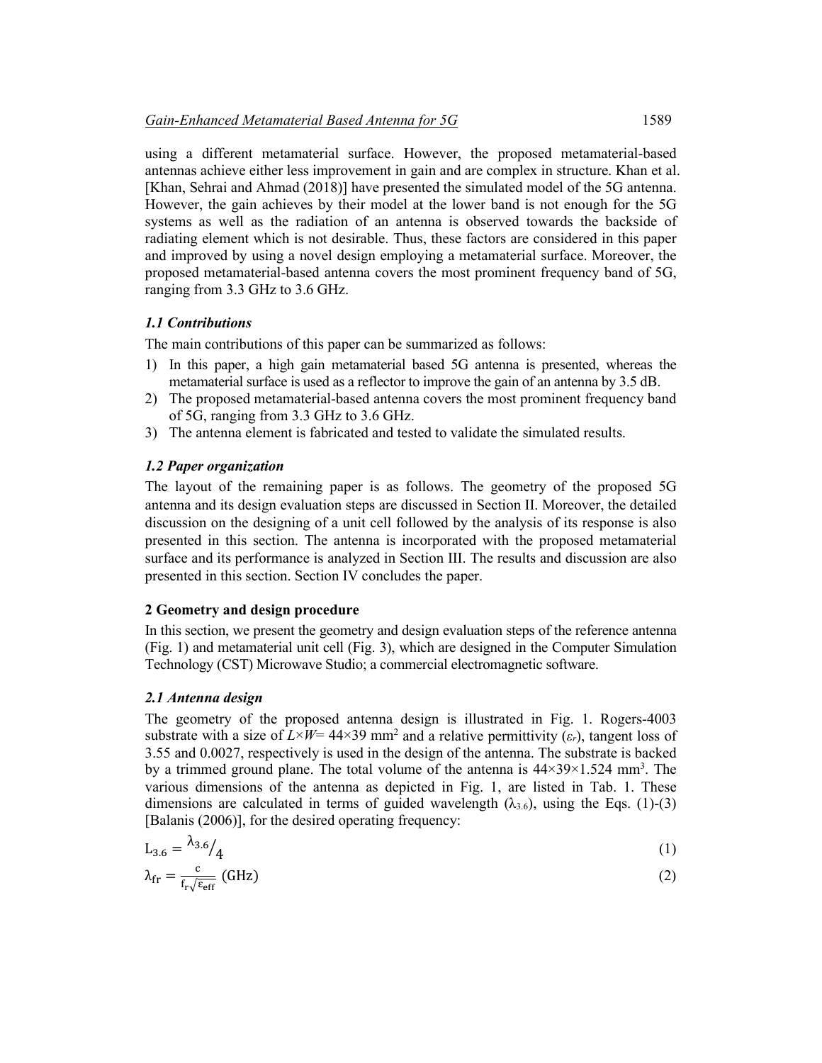using a different metamaterial surface. However, the proposed metamaterial-based antennas achieve either less improvement in gain and are complex in structure. Khan et al. [Khan, Sehrai and Ahmad (2018)] have presented the simulated model of the 5G antenna. However, the gain achieves by their model at the lower band is not enough for the 5G systems as well as the radiation of an antenna is observed towards the backside of radiating element which is not desirable. Thus, these factors are considered in this paper and improved by using a novel design employing a metamaterial surface. Moreover, the proposed metamaterial-based antenna covers the most prominent frequency band of 5G, ranging from 3.3 GHz to 3.6 GHz.

### *1.1 Contributions*

The main contributions of this paper can be summarized as follows:

1) In this paper, a high gain metamaterial based 5G antenna is presented, whereas the metamaterial surface is used as a reflector to improve the gain of an antenna by 3.5 dB.
2) The proposed metamaterial-based antenna covers the most prominent frequency band of 5G, ranging from 3.3 GHz to 3.6 GHz.
3) The antenna element is fabricated and tested to validate the simulated results.

### *1.2 Paper organization*

The layout of the remaining paper is as follows. The geometry of the proposed 5G antenna and its design evaluation steps are discussed in Section II. Moreover, the detailed discussion on the designing of a unit cell followed by the analysis of its response is also presented in this section. The antenna is incorporated with the proposed metamaterial surface and its performance is analyzed in Section III. The results and discussion are also presented in this section. Section IV concludes the paper.

## 2 Geometry and design procedure

In this section, we present the geometry and design evaluation steps of the reference antenna (Fig. 1) and metamaterial unit cell (Fig. 3), which are designed in the Computer Simulation Technology (CST) Microwave Studio; a commercial electromagnetic software.

### *2.1 Antenna design*

The geometry of the proposed antenna design is illustrated in Fig. 1. Rogers-4003 substrate with a size of $L \times W = 44 \times 39$ mm$^2$ and a relative permittivity ($\varepsilon_r$), tangent loss of 3.55 and 0.0027, respectively is used in the design of the antenna. The substrate is backed by a trimmed ground plane. The total volume of the antenna is $44 \times 39 \times 1.524$ mm$^3$. The various dimensions of the antenna as depicted in Fig. 1, are listed in Tab. 1. These dimensions are calculated in terms of guided wavelength ($\lambda_{3.6}$), using the Eqs. (1)-(3) [Balanis (2006)], for the desired operating frequency:

$$L_{3.6} = \lambda_{3.6}/4 \tag{1}$$

$$\lambda_{fr} = \frac{c}{f_r\sqrt{\varepsilon_{eff}}} \text{ (GHz)} \tag{2}$$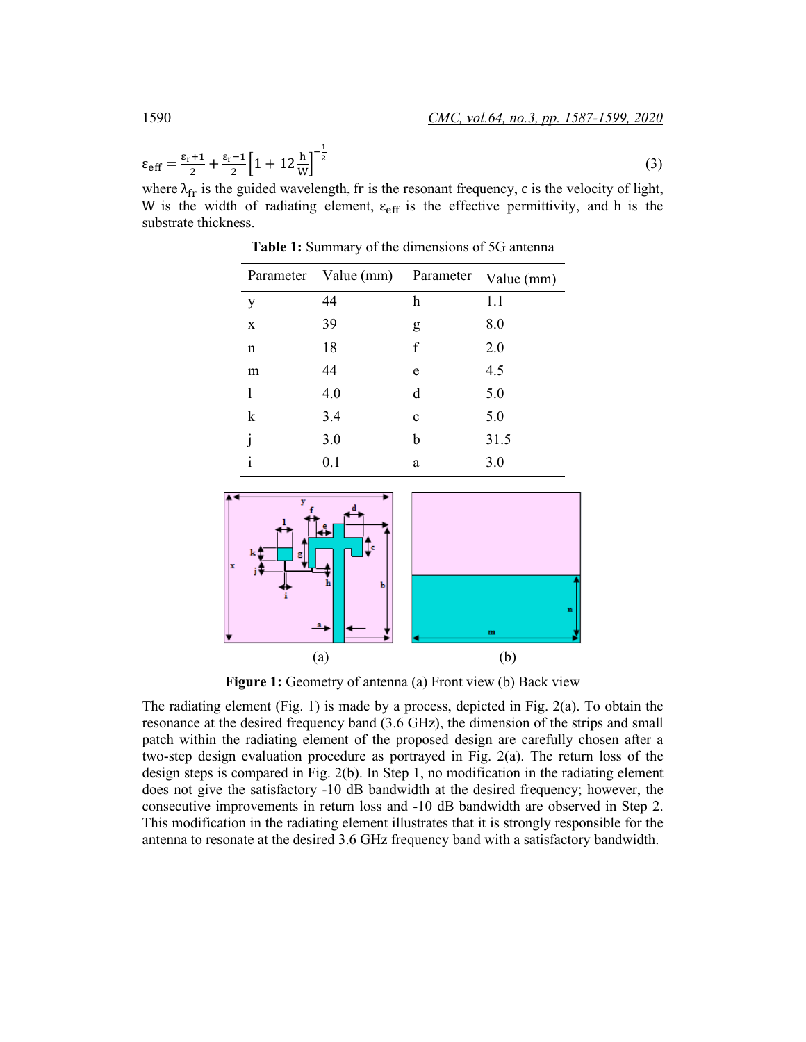$$\varepsilon_{eff} = \frac{\varepsilon_r+1}{2} + \frac{\varepsilon_r-1}{2}\left[1 + 12\frac{h}{W}\right]^{-\frac{1}{2}} \tag{3}$$

where $\lambda_{fr}$ is the guided wavelength, fr is the resonant frequency, c is the velocity of light, W is the width of radiating element, $\varepsilon_{eff}$ is the effective permittivity, and h is the substrate thickness.

**Table 1:** Summary of the dimensions of 5G antenna

| Parameter | Value (mm) | Parameter | Value (mm) |
|---|---|---|---|
| y | 44 | h | 1.1 |
| x | 39 | g | 8.0 |
| n | 18 | f | 2.0 |
| m | 44 | e | 4.5 |
| l | 4.0 | d | 5.0 |
| k | 3.4 | c | 5.0 |
| j | 3.0 | b | 31.5 |
| i | 0.1 | a | 3.0 |

(a) (b)

**Figure 1:** Geometry of antenna (a) Front view (b) Back view

The radiating element (Fig. 1) is made by a process, depicted in Fig. 2(a). To obtain the resonance at the desired frequency band (3.6 GHz), the dimension of the strips and small patch within the radiating element of the proposed design are carefully chosen after a two-step design evaluation procedure as portrayed in Fig. 2(a). The return loss of the design steps is compared in Fig. 2(b). In Step 1, no modification in the radiating element does not give the satisfactory -10 dB bandwidth at the desired frequency; however, the consecutive improvements in return loss and -10 dB bandwidth are observed in Step 2. This modification in the radiating element illustrates that it is strongly responsible for the antenna to resonate at the desired 3.6 GHz frequency band with a satisfactory bandwidth.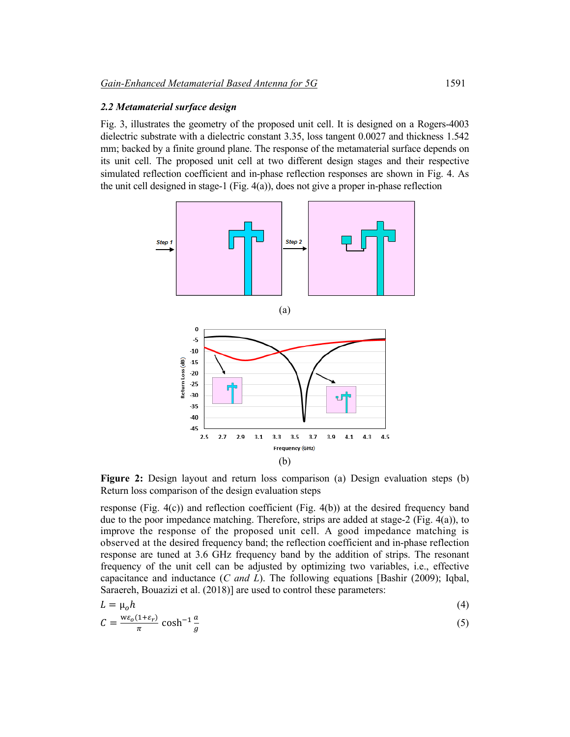### 2.2 Metamaterial surface design

Fig. 3, illustrates the geometry of the proposed unit cell. It is designed on a Rogers-4003 dielectric substrate with a dielectric constant 3.35, loss tangent 0.0027 and thickness 1.542 mm; backed by a finite ground plane. The response of the metamaterial surface depends on its unit cell. The proposed unit cell at two different design stages and their respective simulated reflection coefficient and in-phase reflection responses are shown in Fig. 4. As the unit cell designed in stage-1 (Fig. 4(a)), does not give a proper in-phase reflection

(a)

(b)

**Figure 2:** Design layout and return loss comparison (a) Design evaluation steps (b) Return loss comparison of the design evaluation steps

response (Fig. 4(c)) and reflection coefficient (Fig. 4(b)) at the desired frequency band due to the poor impedance matching. Therefore, strips are added at stage-2 (Fig. 4(a)), to improve the response of the proposed unit cell. A good impedance matching is observed at the desired frequency band; the reflection coefficient and in-phase reflection response are tuned at 3.6 GHz frequency band by the addition of strips. The resonant frequency of the unit cell can be adjusted by optimizing two variables, i.e., effective capacitance and inductance (*C and L*). The following equations [Bashir (2009); Iqbal, Saraereh, Bouazizi et al. (2018)] are used to control these parameters:

$$L = \mu_o h \tag{4}$$

$$C = \frac{w\varepsilon_o(1+\varepsilon_r)}{\pi} \cosh^{-1}\frac{a}{g} \tag{5}$$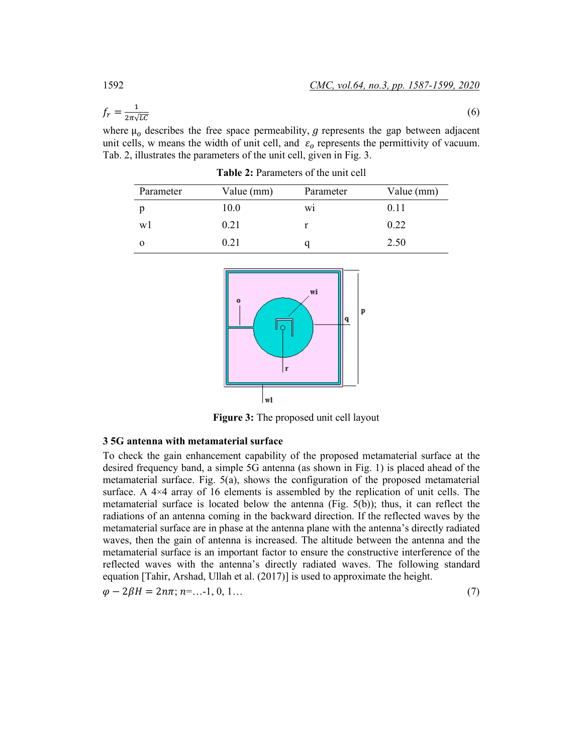$$f_r = \frac{1}{2\pi\sqrt{LC}} \tag{6}$$

where $\mu_o$ describes the free space permeability, $g$ represents the gap between adjacent unit cells, w means the width of unit cell, and $\varepsilon_o$ represents the permittivity of vacuum. Tab. 2, illustrates the parameters of the unit cell, given in Fig. 3.

**Table 2:** Parameters of the unit cell

| Parameter | Value (mm) | Parameter | Value (mm) |
|---|---|---|---|
| p | 10.0 | wi | 0.11 |
| w1 | 0.21 | r | 0.22 |
| o | 0.21 | q | 2.50 |

**Figure 3:** The proposed unit cell layout

### 3 5G antenna with metamaterial surface

To check the gain enhancement capability of the proposed metamaterial surface at the desired frequency band, a simple 5G antenna (as shown in Fig. 1) is placed ahead of the metamaterial surface. Fig. 5(a), shows the configuration of the proposed metamaterial surface. A 4×4 array of 16 elements is assembled by the replication of unit cells. The metamaterial surface is located below the antenna (Fig. 5(b)); thus, it can reflect the radiations of an antenna coming in the backward direction. If the reflected waves by the metamaterial surface are in phase at the antenna plane with the antenna's directly radiated waves, then the gain of antenna is increased. The altitude between the antenna and the metamaterial surface is an important factor to ensure the constructive interference of the reflected waves with the antenna's directly radiated waves. The following standard equation [Tahir, Arshad, Ullah et al. (2017)] is used to approximate the height.

$$\varphi - 2\beta H = 2n\pi;\ n = \ldots -1, 0, 1\ldots \tag{7}$$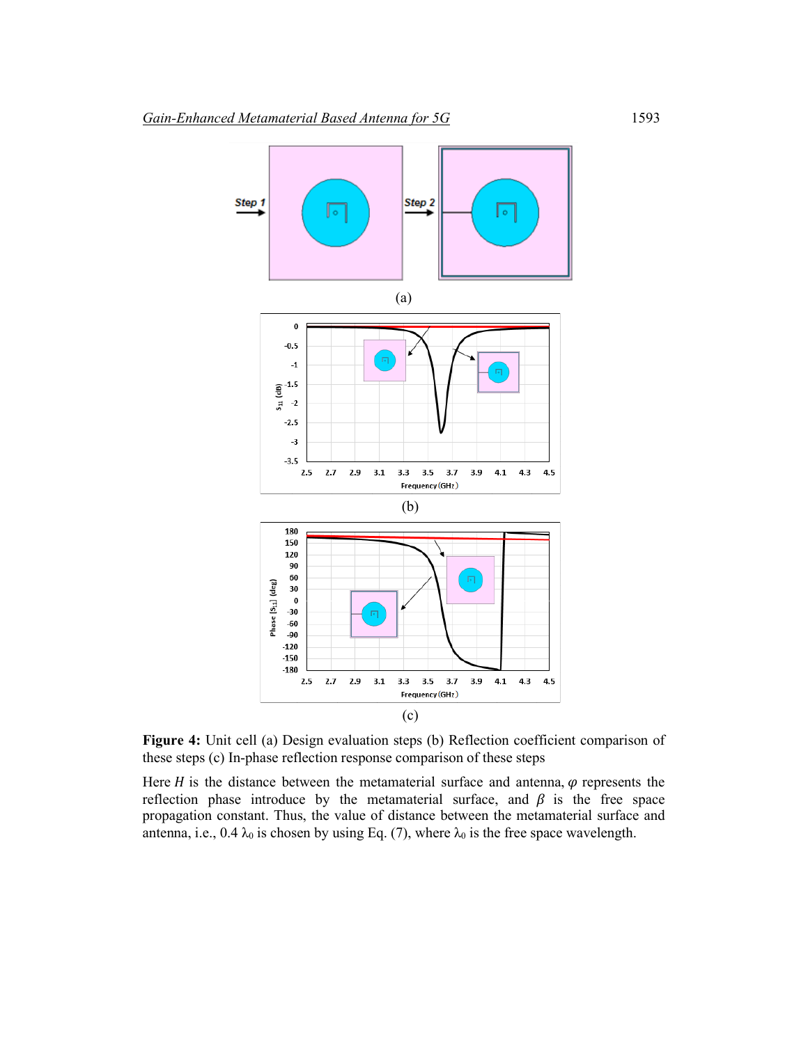(a)

(b)

(c)

**Figure 4:** Unit cell (a) Design evaluation steps (b) Reflection coefficient comparison of these steps (c) In-phase reflection response comparison of these steps

Here $H$ is the distance between the metamaterial surface and antenna, $\varphi$ represents the reflection phase introduce by the metamaterial surface, and $\beta$ is the free space propagation constant. Thus, the value of distance between the metamaterial surface and antenna, i.e., 0.4 $\lambda_0$ is chosen by using Eq. (7), where $\lambda_0$ is the free space wavelength.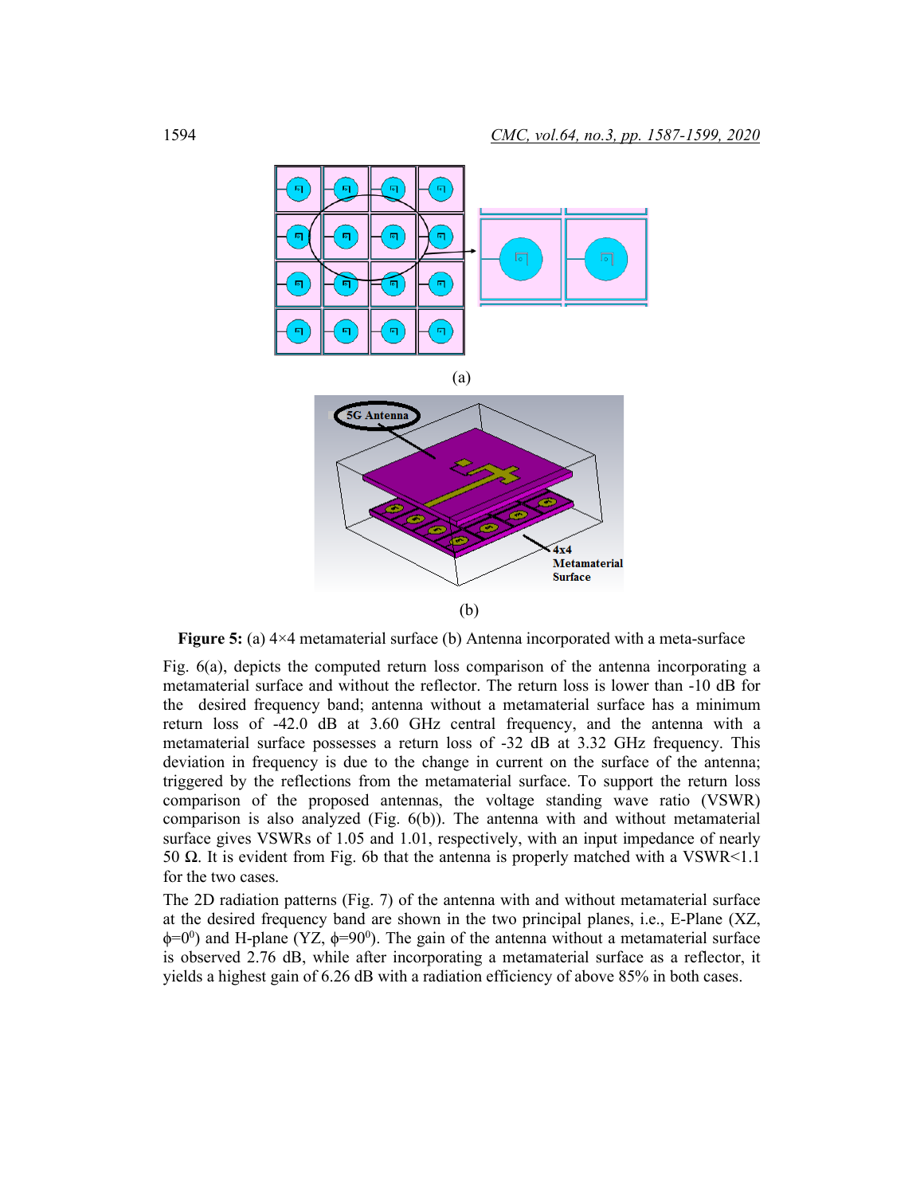(a)

(b)

**Figure 5:** (a) 4×4 metamaterial surface (b) Antenna incorporated with a meta-surface

Fig. 6(a), depicts the computed return loss comparison of the antenna incorporating a metamaterial surface and without the reflector. The return loss is lower than -10 dB for the desired frequency band; antenna without a metamaterial surface has a minimum return loss of -42.0 dB at 3.60 GHz central frequency, and the antenna with a metamaterial surface possesses a return loss of -32 dB at 3.32 GHz frequency. This deviation in frequency is due to the change in current on the surface of the antenna; triggered by the reflections from the metamaterial surface. To support the return loss comparison of the proposed antennas, the voltage standing wave ratio (VSWR) comparison is also analyzed (Fig. 6(b)). The antenna with and without metamaterial surface gives VSWRs of 1.05 and 1.01, respectively, with an input impedance of nearly 50 Ω. It is evident from Fig. 6b that the antenna is properly matched with a VSWR<1.1 for the two cases.

The 2D radiation patterns (Fig. 7) of the antenna with and without metamaterial surface at the desired frequency band are shown in the two principal planes, i.e., E-Plane (XZ, $\phi=0^0$) and H-plane (YZ, $\phi=90^0$). The gain of the antenna without a metamaterial surface is observed 2.76 dB, while after incorporating a metamaterial surface as a reflector, it yields a highest gain of 6.26 dB with a radiation efficiency of above 85% in both cases.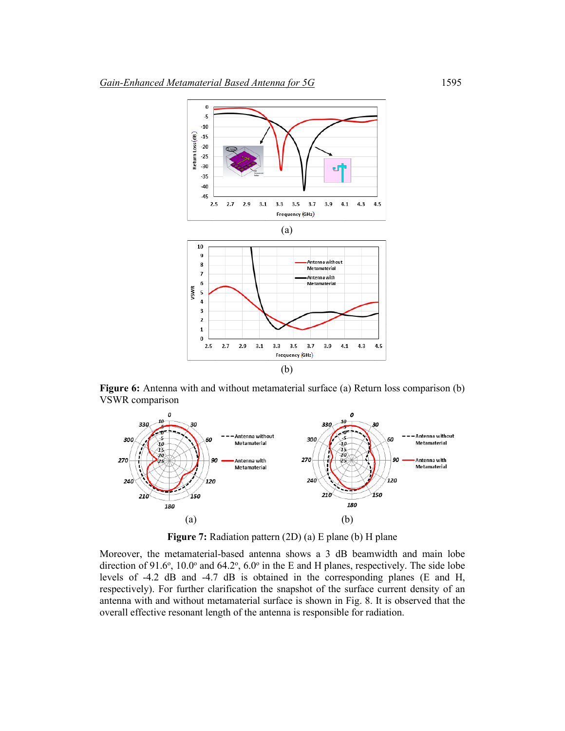**Figure 6:** Antenna with and without metamaterial surface (a) Return loss comparison (b) VSWR comparison

**Figure 7:** Radiation pattern (2D) (a) E plane (b) H plane

Moreover, the metamaterial-based antenna shows a 3 dB beamwidth and main lobe direction of 91.6°, 10.0° and 64.2°, 6.0° in the E and H planes, respectively. The side lobe levels of -4.2 dB and -4.7 dB is obtained in the corresponding planes (E and H, respectively). For further clarification the snapshot of the surface current density of an antenna with and without metamaterial surface is shown in Fig. 8. It is observed that the overall effective resonant length of the antenna is responsible for radiation.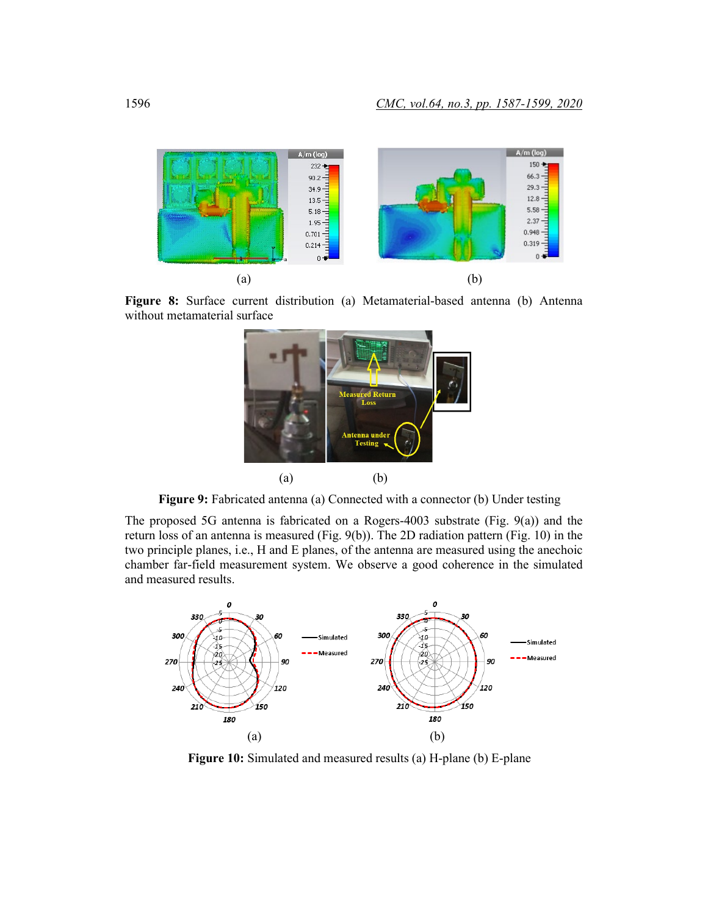Figure 8: Surface current distribution (a) Metamaterial-based antenna (b) Antenna without metamaterial surface

Figure 9: Fabricated antenna (a) Connected with a connector (b) Under testing

The proposed 5G antenna is fabricated on a Rogers-4003 substrate (Fig. 9(a)) and the return loss of an antenna is measured (Fig. 9(b)). The 2D radiation pattern (Fig. 10) in the two principle planes, i.e., H and E planes, of the antenna are measured using the anechoic chamber far-field measurement system. We observe a good coherence in the simulated and measured results.

Figure 10: Simulated and measured results (a) H-plane (b) E-plane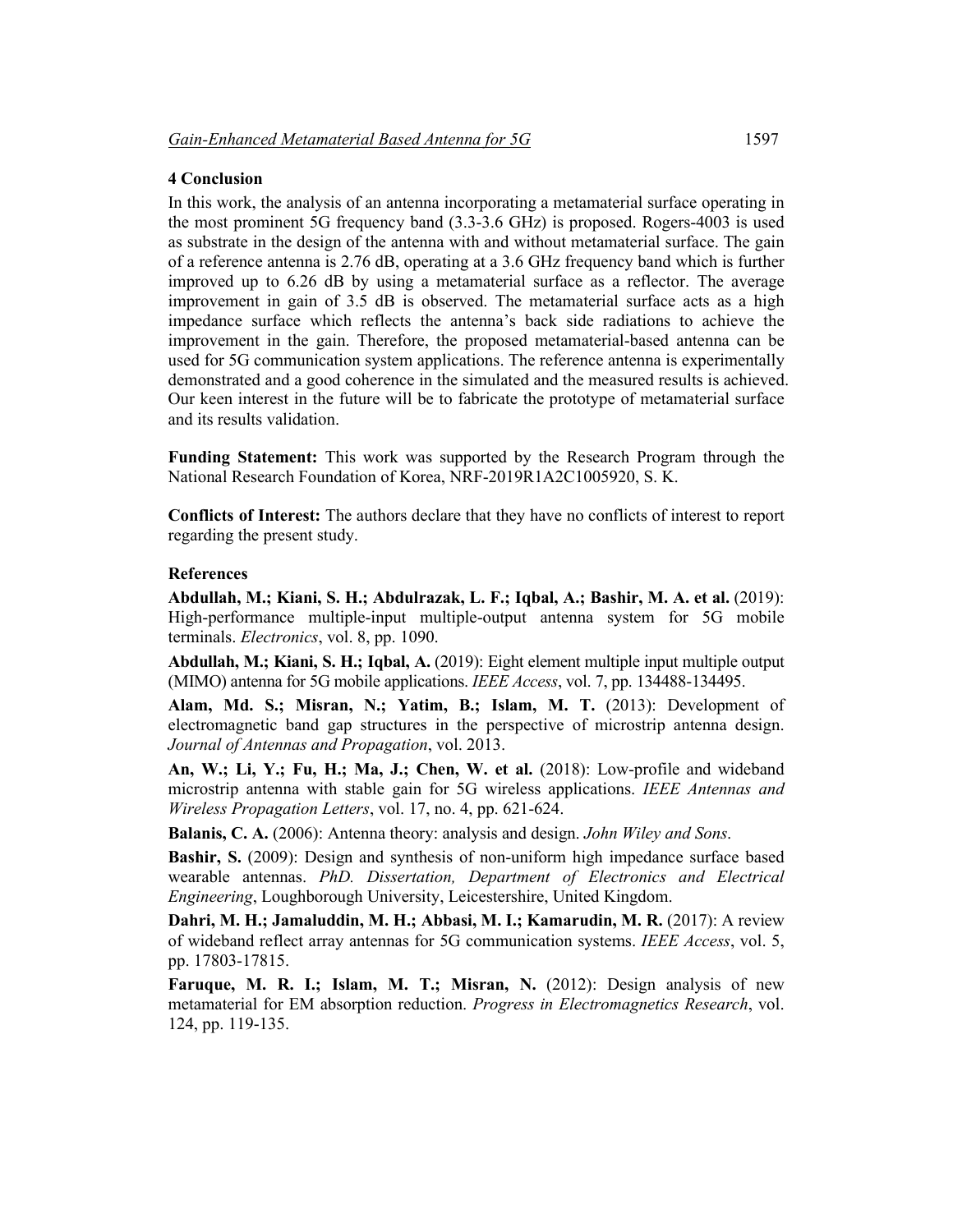## 4 Conclusion

In this work, the analysis of an antenna incorporating a metamaterial surface operating in the most prominent 5G frequency band (3.3-3.6 GHz) is proposed. Rogers-4003 is used as substrate in the design of the antenna with and without metamaterial surface. The gain of a reference antenna is 2.76 dB, operating at a 3.6 GHz frequency band which is further improved up to 6.26 dB by using a metamaterial surface as a reflector. The average improvement in gain of 3.5 dB is observed. The metamaterial surface acts as a high impedance surface which reflects the antenna's back side radiations to achieve the improvement in the gain. Therefore, the proposed metamaterial-based antenna can be used for 5G communication system applications. The reference antenna is experimentally demonstrated and a good coherence in the simulated and the measured results is achieved. Our keen interest in the future will be to fabricate the prototype of metamaterial surface and its results validation.

**Funding Statement:** This work was supported by the Research Program through the National Research Foundation of Korea, NRF-2019R1A2C1005920, S. K.

**Conflicts of Interest:** The authors declare that they have no conflicts of interest to report regarding the present study.

## References

**Abdullah, M.; Kiani, S. H.; Abdulrazak, L. F.; Iqbal, A.; Bashir, M. A. et al.** (2019): High-performance multiple-input multiple-output antenna system for 5G mobile terminals. *Electronics*, vol. 8, pp. 1090.

**Abdullah, M.; Kiani, S. H.; Iqbal, A.** (2019): Eight element multiple input multiple output (MIMO) antenna for 5G mobile applications. *IEEE Access*, vol. 7, pp. 134488-134495.

**Alam, Md. S.; Misran, N.; Yatim, B.; Islam, M. T.** (2013): Development of electromagnetic band gap structures in the perspective of microstrip antenna design. *Journal of Antennas and Propagation*, vol. 2013.

**An, W.; Li, Y.; Fu, H.; Ma, J.; Chen, W. et al.** (2018): Low-profile and wideband microstrip antenna with stable gain for 5G wireless applications. *IEEE Antennas and Wireless Propagation Letters*, vol. 17, no. 4, pp. 621-624.

**Balanis, C. A.** (2006): Antenna theory: analysis and design. *John Wiley and Sons*.

**Bashir, S.** (2009): Design and synthesis of non-uniform high impedance surface based wearable antennas. *PhD. Dissertation, Department of Electronics and Electrical Engineering*, Loughborough University, Leicestershire, United Kingdom.

**Dahri, M. H.; Jamaluddin, M. H.; Abbasi, M. I.; Kamarudin, M. R.** (2017): A review of wideband reflect array antennas for 5G communication systems. *IEEE Access*, vol. 5, pp. 17803-17815.

**Faruque, M. R. I.; Islam, M. T.; Misran, N.** (2012): Design analysis of new metamaterial for EM absorption reduction. *Progress in Electromagnetics Research*, vol. 124, pp. 119-135.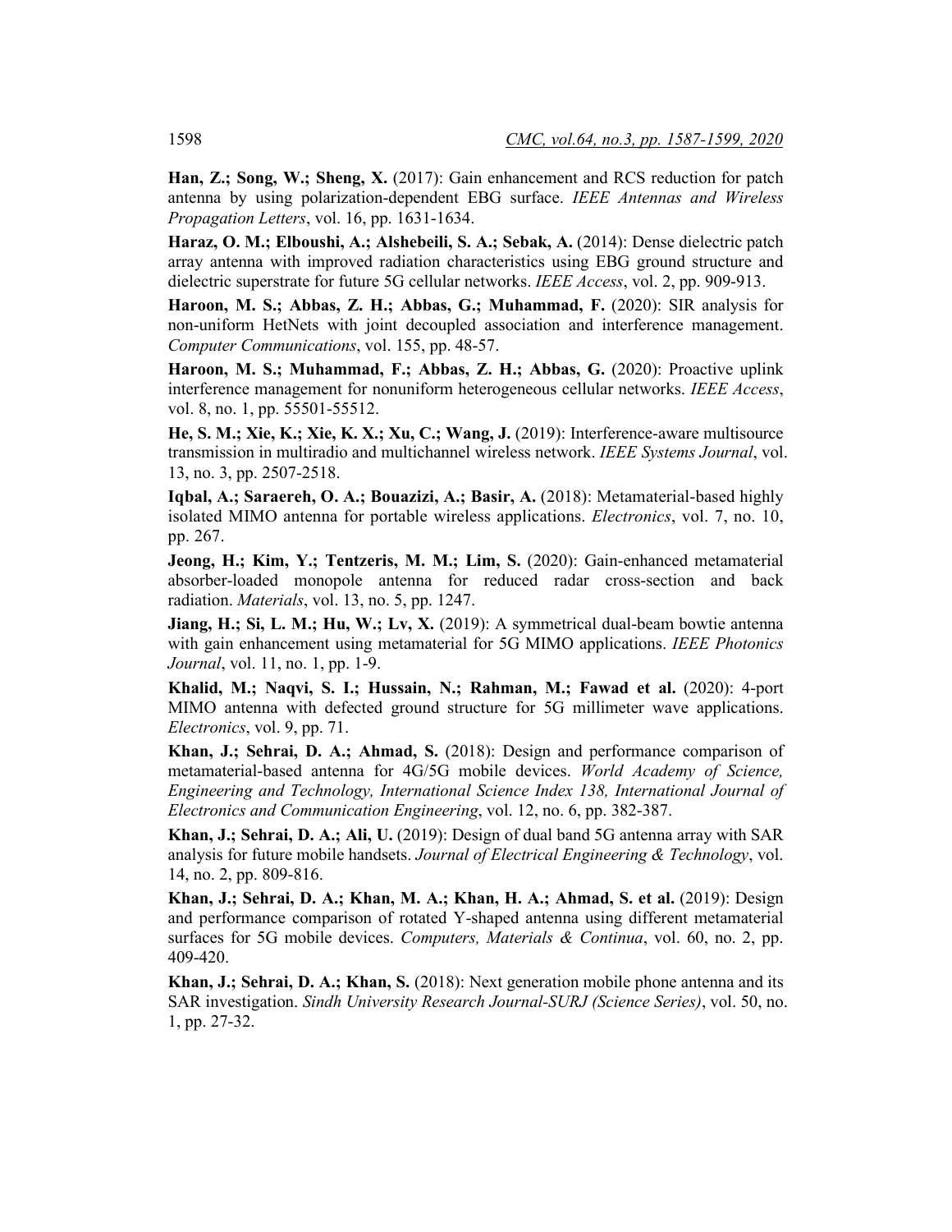**Han, Z.; Song, W.; Sheng, X.** (2017): Gain enhancement and RCS reduction for patch antenna by using polarization-dependent EBG surface. *IEEE Antennas and Wireless Propagation Letters*, vol. 16, pp. 1631-1634.

**Haraz, O. M.; Elboushi, A.; Alshebeili, S. A.; Sebak, A.** (2014): Dense dielectric patch array antenna with improved radiation characteristics using EBG ground structure and dielectric superstrate for future 5G cellular networks. *IEEE Access*, vol. 2, pp. 909-913.

**Haroon, M. S.; Abbas, Z. H.; Abbas, G.; Muhammad, F.** (2020): SIR analysis for non-uniform HetNets with joint decoupled association and interference management. *Computer Communications*, vol. 155, pp. 48-57.

**Haroon, M. S.; Muhammad, F.; Abbas, Z. H.; Abbas, G.** (2020): Proactive uplink interference management for nonuniform heterogeneous cellular networks. *IEEE Access*, vol. 8, no. 1, pp. 55501-55512.

**He, S. M.; Xie, K.; Xie, K. X.; Xu, C.; Wang, J.** (2019): Interference-aware multisource transmission in multiradio and multichannel wireless network. *IEEE Systems Journal*, vol. 13, no. 3, pp. 2507-2518.

**Iqbal, A.; Saraereh, O. A.; Bouazizi, A.; Basir, A.** (2018): Metamaterial-based highly isolated MIMO antenna for portable wireless applications. *Electronics*, vol. 7, no. 10, pp. 267.

**Jeong, H.; Kim, Y.; Tentzeris, M. M.; Lim, S.** (2020): Gain-enhanced metamaterial absorber-loaded monopole antenna for reduced radar cross-section and back radiation. *Materials*, vol. 13, no. 5, pp. 1247.

**Jiang, H.; Si, L. M.; Hu, W.; Lv, X.** (2019): A symmetrical dual-beam bowtie antenna with gain enhancement using metamaterial for 5G MIMO applications. *IEEE Photonics Journal*, vol. 11, no. 1, pp. 1-9.

**Khalid, M.; Naqvi, S. I.; Hussain, N.; Rahman, M.; Fawad et al.** (2020): 4-port MIMO antenna with defected ground structure for 5G millimeter wave applications. *Electronics*, vol. 9, pp. 71.

**Khan, J.; Sehrai, D. A.; Ahmad, S.** (2018): Design and performance comparison of metamaterial-based antenna for 4G/5G mobile devices. *World Academy of Science, Engineering and Technology, International Science Index 138, International Journal of Electronics and Communication Engineering*, vol. 12, no. 6, pp. 382-387.

**Khan, J.; Sehrai, D. A.; Ali, U.** (2019): Design of dual band 5G antenna array with SAR analysis for future mobile handsets. *Journal of Electrical Engineering & Technology*, vol. 14, no. 2, pp. 809-816.

**Khan, J.; Sehrai, D. A.; Khan, M. A.; Khan, H. A.; Ahmad, S. et al.** (2019): Design and performance comparison of rotated Y-shaped antenna using different metamaterial surfaces for 5G mobile devices. *Computers, Materials & Continua*, vol. 60, no. 2, pp. 409-420.

**Khan, J.; Sehrai, D. A.; Khan, S.** (2018): Next generation mobile phone antenna and its SAR investigation. *Sindh University Research Journal-SURJ (Science Series)*, vol. 50, no. 1, pp. 27-32.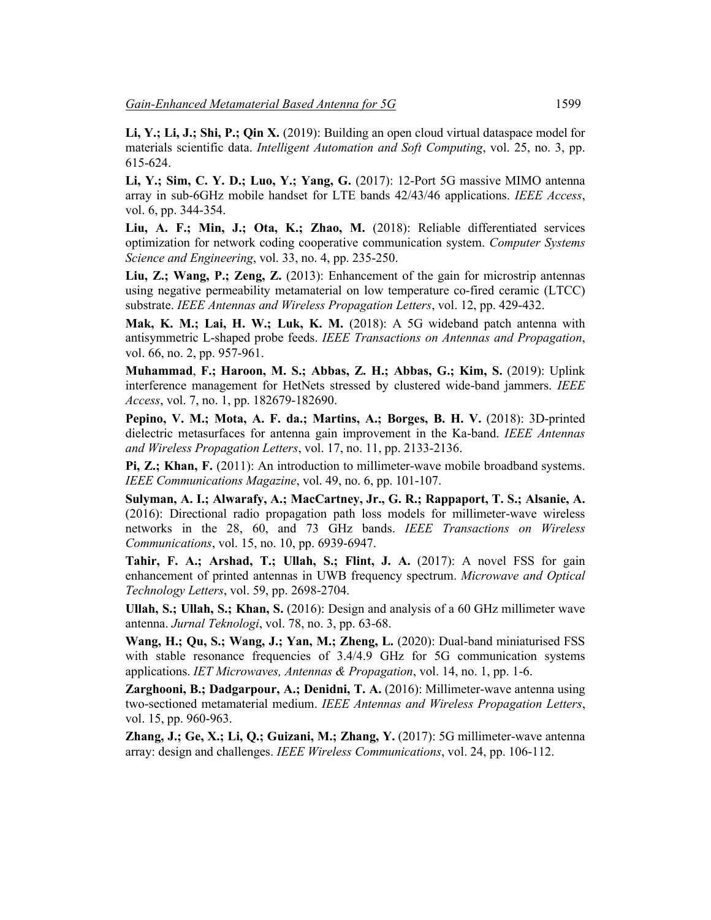**Li, Y.; Li, J.; Shi, P.; Qin X.** (2019): Building an open cloud virtual dataspace model for materials scientific data. *Intelligent Automation and Soft Computing*, vol. 25, no. 3, pp. 615-624.

**Li, Y.; Sim, C. Y. D.; Luo, Y.; Yang, G.** (2017): 12-Port 5G massive MIMO antenna array in sub-6GHz mobile handset for LTE bands 42/43/46 applications. *IEEE Access*, vol. 6, pp. 344-354.

**Liu, A. F.; Min, J.; Ota, K.; Zhao, M.** (2018): Reliable differentiated services optimization for network coding cooperative communication system. *Computer Systems Science and Engineering*, vol. 33, no. 4, pp. 235-250.

**Liu, Z.; Wang, P.; Zeng, Z.** (2013): Enhancement of the gain for microstrip antennas using negative permeability metamaterial on low temperature co-fired ceramic (LTCC) substrate. *IEEE Antennas and Wireless Propagation Letters*, vol. 12, pp. 429-432.

**Mak, K. M.; Lai, H. W.; Luk, K. M.** (2018): A 5G wideband patch antenna with antisymmetric L-shaped probe feeds. *IEEE Transactions on Antennas and Propagation*, vol. 66, no. 2, pp. 957-961.

**Muhammad**, **F.; Haroon, M. S.; Abbas, Z. H.; Abbas, G.; Kim, S.** (2019): Uplink interference management for HetNets stressed by clustered wide-band jammers. *IEEE Access*, vol. 7, no. 1, pp. 182679-182690.

**Pepino, V. M.; Mota, A. F. da.; Martins, A.; Borges, B. H. V.** (2018): 3D-printed dielectric metasurfaces for antenna gain improvement in the Ka-band. *IEEE Antennas and Wireless Propagation Letters*, vol. 17, no. 11, pp. 2133-2136.

**Pi, Z.; Khan, F.** (2011): An introduction to millimeter-wave mobile broadband systems. *IEEE Communications Magazine*, vol. 49, no. 6, pp. 101-107.

**Sulyman, A. I.; Alwarafy, A.; MacCartney, Jr., G. R.; Rappaport, T. S.; Alsanie, A.** (2016): Directional radio propagation path loss models for millimeter-wave wireless networks in the 28, 60, and 73 GHz bands. *IEEE Transactions on Wireless Communications*, vol. 15, no. 10, pp. 6939-6947.

**Tahir, F. A.; Arshad, T.; Ullah, S.; Flint, J. A.** (2017): A novel FSS for gain enhancement of printed antennas in UWB frequency spectrum. *Microwave and Optical Technology Letters*, vol. 59, pp. 2698-2704.

**Ullah, S.; Ullah, S.; Khan, S.** (2016): Design and analysis of a 60 GHz millimeter wave antenna. *Jurnal Teknologi*, vol. 78, no. 3, pp. 63-68.

**Wang, H.; Qu, S.; Wang, J.; Yan, M.; Zheng, L.** (2020): Dual-band miniaturised FSS with stable resonance frequencies of 3.4/4.9 GHz for 5G communication systems applications. *IET Microwaves, Antennas & Propagation*, vol. 14, no. 1, pp. 1-6.

**Zarghooni, B.; Dadgarpour, A.; Denidni, T. A.** (2016): Millimeter-wave antenna using two-sectioned metamaterial medium. *IEEE Antennas and Wireless Propagation Letters*, vol. 15, pp. 960-963.

**Zhang, J.; Ge, X.; Li, Q.; Guizani, M.; Zhang, Y.** (2017): 5G millimeter-wave antenna array: design and challenges. *IEEE Wireless Communications*, vol. 24, pp. 106-112.